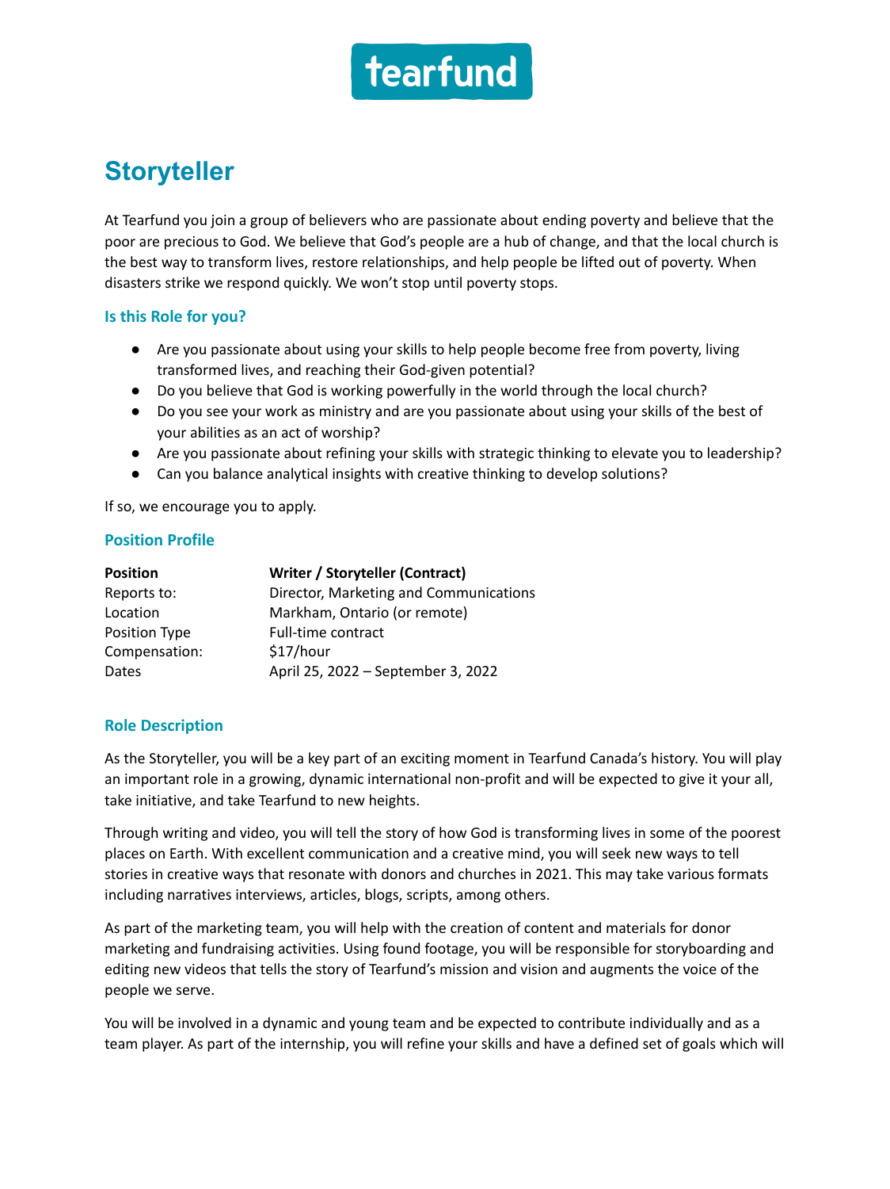tearfund

# Storyteller

At Tearfund you join a group of believers who are passionate about ending poverty and believe that the poor are precious to God. We believe that God's people are a hub of change, and that the local church is the best way to transform lives, restore relationships, and help people be lifted out of poverty. When disasters strike we respond quickly. We won't stop until poverty stops.

### Is this Role for you?

- Are you passionate about using your skills to help people become free from poverty, living transformed lives, and reaching their God-given potential?
- Do you believe that God is working powerfully in the world through the local church?
- Do you see your work as ministry and are you passionate about using your skills of the best of your abilities as an act of worship?
- Are you passionate about refining your skills with strategic thinking to elevate you to leadership?
- Can you balance analytical insights with creative thinking to develop solutions?

If so, we encourage you to apply.

### Position Profile

| **Position** | **Writer / Storyteller (Contract)** |
|---|---|
| Reports to: | Director, Marketing and Communications |
| Location | Markham, Ontario (or remote) |
| Position Type | Full-time contract |
| Compensation: | $17/hour |
| Dates | April 25, 2022 – September 3, 2022 |

### Role Description

As the Storyteller, you will be a key part of an exciting moment in Tearfund Canada's history. You will play an important role in a growing, dynamic international non-profit and will be expected to give it your all, take initiative, and take Tearfund to new heights.

Through writing and video, you will tell the story of how God is transforming lives in some of the poorest places on Earth. With excellent communication and a creative mind, you will seek new ways to tell stories in creative ways that resonate with donors and churches in 2021. This may take various formats including narratives interviews, articles, blogs, scripts, among others.

As part of the marketing team, you will help with the creation of content and materials for donor marketing and fundraising activities. Using found footage, you will be responsible for storyboarding and editing new videos that tells the story of Tearfund's mission and vision and augments the voice of the people we serve.

You will be involved in a dynamic and young team and be expected to contribute individually and as a team player. As part of the internship, you will refine your skills and have a defined set of goals which will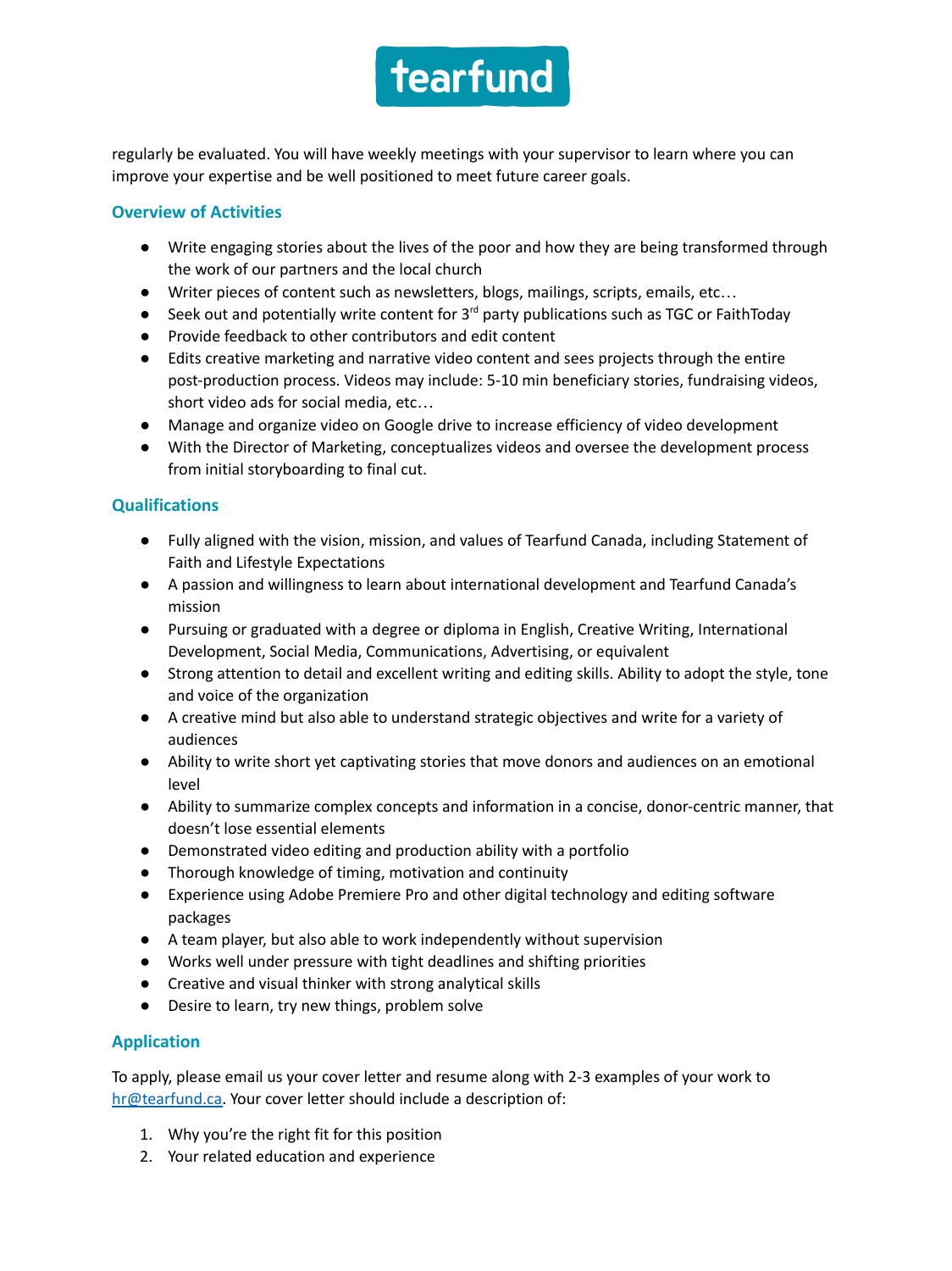regularly be evaluated. You will have weekly meetings with your supervisor to learn where you can improve your expertise and be well positioned to meet future career goals.

## Overview of Activities

- Write engaging stories about the lives of the poor and how they are being transformed through the work of our partners and the local church
- Writer pieces of content such as newsletters, blogs, mailings, scripts, emails, etc…
- Seek out and potentially write content for 3rd party publications such as TGC or FaithToday
- Provide feedback to other contributors and edit content
- Edits creative marketing and narrative video content and sees projects through the entire post-production process. Videos may include: 5-10 min beneficiary stories, fundraising videos, short video ads for social media, etc…
- Manage and organize video on Google drive to increase efficiency of video development
- With the Director of Marketing, conceptualizes videos and oversee the development process from initial storyboarding to final cut.

## Qualifications

- Fully aligned with the vision, mission, and values of Tearfund Canada, including Statement of Faith and Lifestyle Expectations
- A passion and willingness to learn about international development and Tearfund Canada's mission
- Pursuing or graduated with a degree or diploma in English, Creative Writing, International Development, Social Media, Communications, Advertising, or equivalent
- Strong attention to detail and excellent writing and editing skills. Ability to adopt the style, tone and voice of the organization
- A creative mind but also able to understand strategic objectives and write for a variety of audiences
- Ability to write short yet captivating stories that move donors and audiences on an emotional level
- Ability to summarize complex concepts and information in a concise, donor-centric manner, that doesn't lose essential elements
- Demonstrated video editing and production ability with a portfolio
- Thorough knowledge of timing, motivation and continuity
- Experience using Adobe Premiere Pro and other digital technology and editing software packages
- A team player, but also able to work independently without supervision
- Works well under pressure with tight deadlines and shifting priorities
- Creative and visual thinker with strong analytical skills
- Desire to learn, try new things, problem solve

## Application

To apply, please email us your cover letter and resume along with 2-3 examples of your work to hr@tearfund.ca. Your cover letter should include a description of:

1. Why you're the right fit for this position
2. Your related education and experience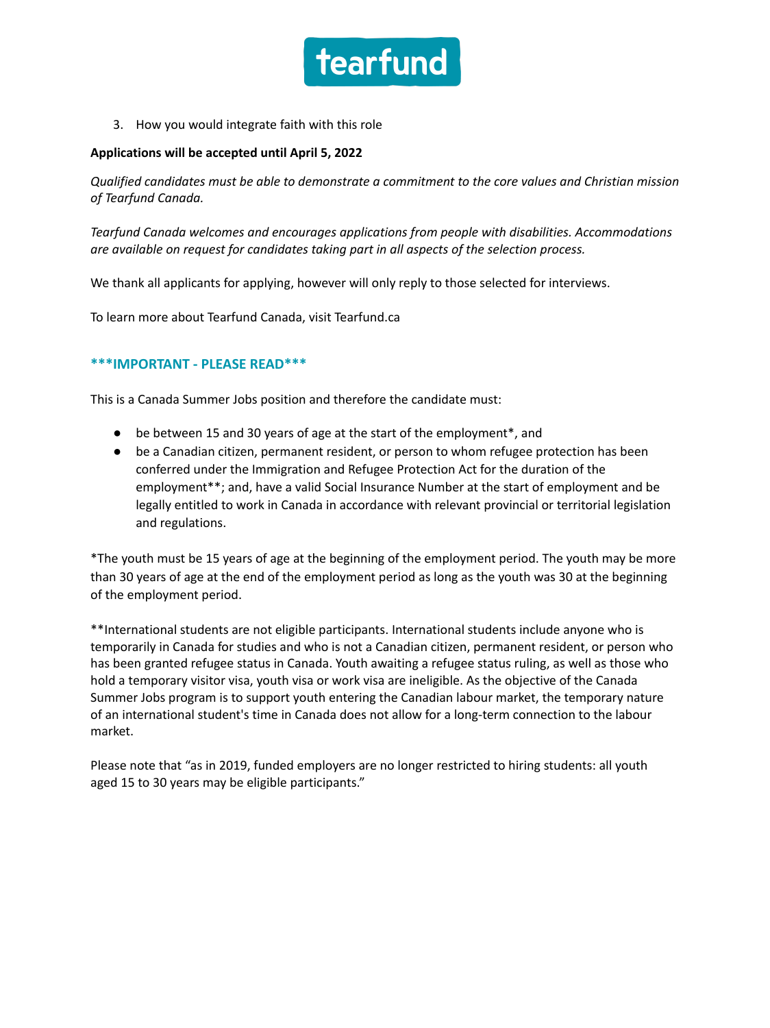3. How you would integrate faith with this role

**Applications will be accepted until April 5, 2022**

*Qualified candidates must be able to demonstrate a commitment to the core values and Christian mission of Tearfund Canada.*

*Tearfund Canada welcomes and encourages applications from people with disabilities. Accommodations are available on request for candidates taking part in all aspects of the selection process.*

We thank all applicants for applying, however will only reply to those selected for interviews.

To learn more about Tearfund Canada, visit Tearfund.ca

### ***IMPORTANT - PLEASE READ***

This is a Canada Summer Jobs position and therefore the candidate must:

- be between 15 and 30 years of age at the start of the employment*, and
- be a Canadian citizen, permanent resident, or person to whom refugee protection has been conferred under the Immigration and Refugee Protection Act for the duration of the employment**; and, have a valid Social Insurance Number at the start of employment and be legally entitled to work in Canada in accordance with relevant provincial or territorial legislation and regulations.

*The youth must be 15 years of age at the beginning of the employment period. The youth may be more than 30 years of age at the end of the employment period as long as the youth was 30 at the beginning of the employment period.

**International students are not eligible participants. International students include anyone who is temporarily in Canada for studies and who is not a Canadian citizen, permanent resident, or person who has been granted refugee status in Canada. Youth awaiting a refugee status ruling, as well as those who hold a temporary visitor visa, youth visa or work visa are ineligible. As the objective of the Canada Summer Jobs program is to support youth entering the Canadian labour market, the temporary nature of an international student's time in Canada does not allow for a long-term connection to the labour market.

Please note that "as in 2019, funded employers are no longer restricted to hiring students: all youth aged 15 to 30 years may be eligible participants."